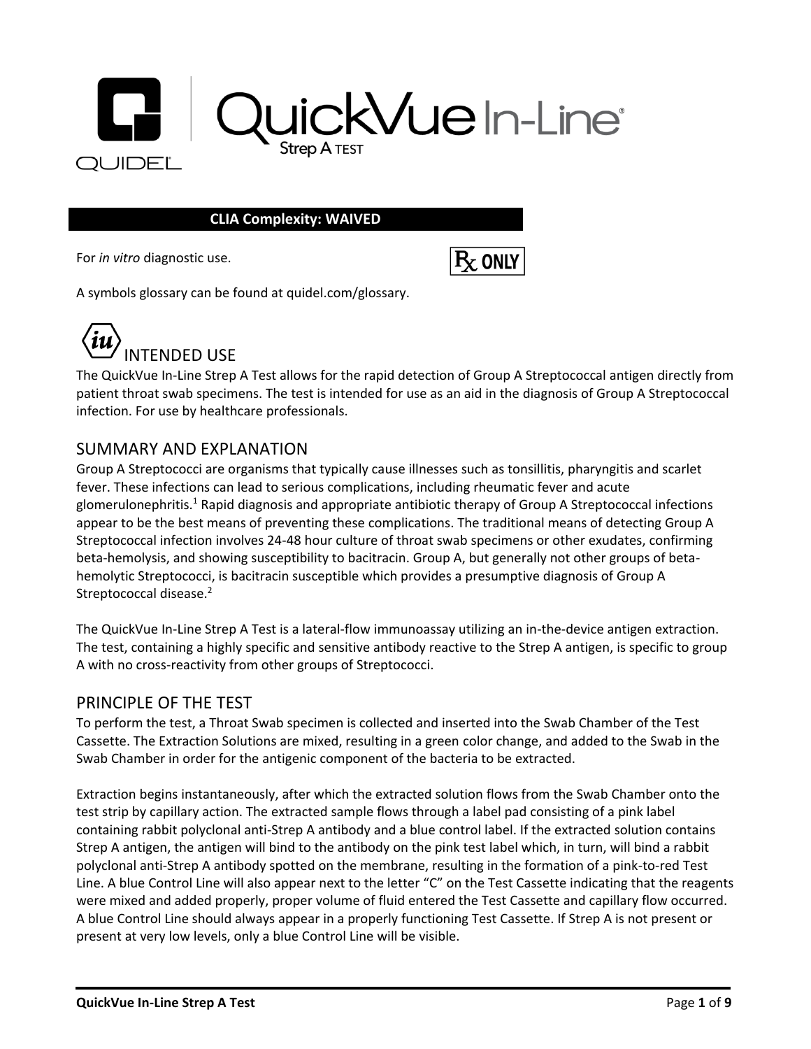# QuickVue In-Line® Strep A TEST

QUIDEL®

**CLIA Complexity: WAIVED**

For *in vitro* diagnostic use.

Rx ONLY

A symbols glossary can be found at quidel.com/glossary.

## INTENDED USE

The QuickVue In-Line Strep A Test allows for the rapid detection of Group A Streptococcal antigen directly from patient throat swab specimens. The test is intended for use as an aid in the diagnosis of Group A Streptococcal infection. For use by healthcare professionals.

## SUMMARY AND EXPLANATION

Group A Streptococci are organisms that typically cause illnesses such as tonsillitis, pharyngitis and scarlet fever. These infections can lead to serious complications, including rheumatic fever and acute glomerulonephritis.[1] Rapid diagnosis and appropriate antibiotic therapy of Group A Streptococcal infections appear to be the best means of preventing these complications. The traditional means of detecting Group A Streptococcal infection involves 24-48 hour culture of throat swab specimens or other exudates, confirming beta-hemolysis, and showing susceptibility to bacitracin. Group A, but generally not other groups of beta-hemolytic Streptococci, is bacitracin susceptible which provides a presumptive diagnosis of Group A Streptococcal disease.[2]

The QuickVue In-Line Strep A Test is a lateral-flow immunoassay utilizing an in-the-device antigen extraction. The test, containing a highly specific and sensitive antibody reactive to the Strep A antigen, is specific to group A with no cross-reactivity from other groups of Streptococci.

## PRINCIPLE OF THE TEST

To perform the test, a Throat Swab specimen is collected and inserted into the Swab Chamber of the Test Cassette. The Extraction Solutions are mixed, resulting in a green color change, and added to the Swab in the Swab Chamber in order for the antigenic component of the bacteria to be extracted.

Extraction begins instantaneously, after which the extracted solution flows from the Swab Chamber onto the test strip by capillary action. The extracted sample flows through a label pad consisting of a pink label containing rabbit polyclonal anti-Strep A antibody and a blue control label. If the extracted solution contains Strep A antigen, the antigen will bind to the antibody on the pink test label which, in turn, will bind a rabbit polyclonal anti-Strep A antibody spotted on the membrane, resulting in the formation of a pink-to-red Test Line. A blue Control Line will also appear next to the letter "C" on the Test Cassette indicating that the reagents were mixed and added properly, proper volume of fluid entered the Test Cassette and capillary flow occurred. A blue Control Line should always appear in a properly functioning Test Cassette. If Strep A is not present or present at very low levels, only a blue Control Line will be visible.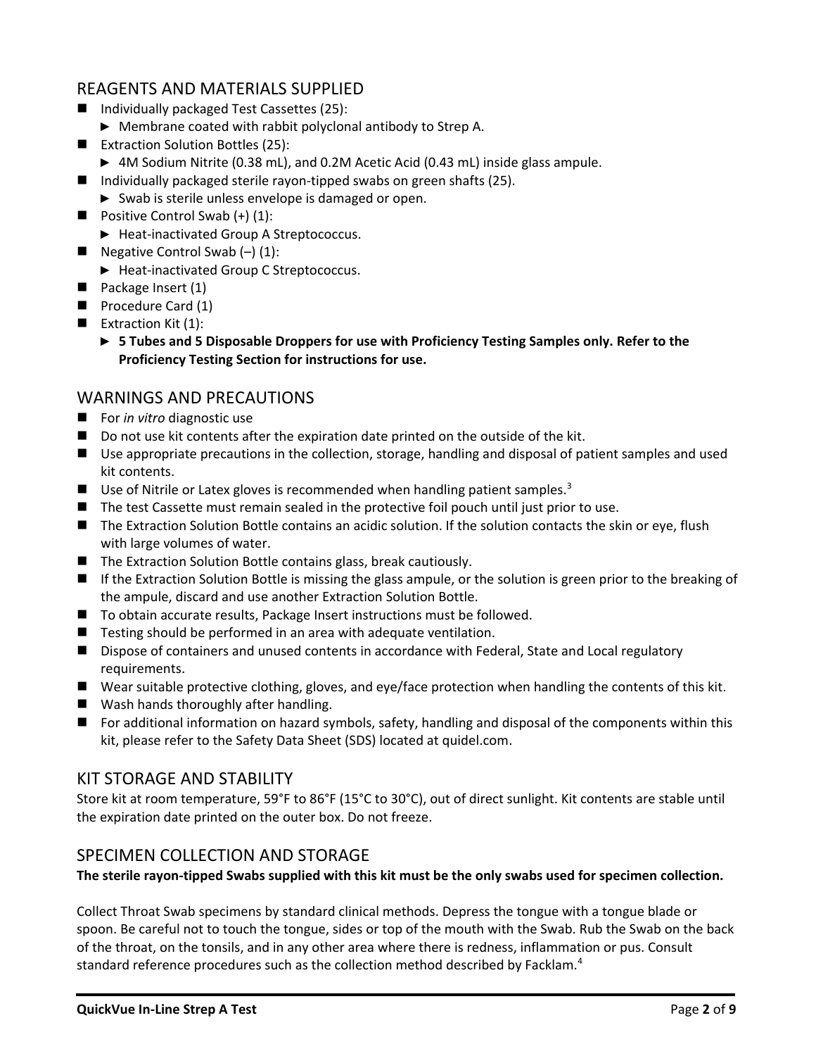## REAGENTS AND MATERIALS SUPPLIED

- Individually packaged Test Cassettes (25):
  - ► Membrane coated with rabbit polyclonal antibody to Strep A.
- Extraction Solution Bottles (25):
  - ► 4M Sodium Nitrite (0.38 mL), and 0.2M Acetic Acid (0.43 mL) inside glass ampule.
- Individually packaged sterile rayon-tipped swabs on green shafts (25).
  - ► Swab is sterile unless envelope is damaged or open.
- Positive Control Swab (+) (1):
  - ► Heat-inactivated Group A Streptococcus.
- Negative Control Swab (–) (1):
  - ► Heat-inactivated Group C Streptococcus.
- Package Insert (1)
- Procedure Card (1)
- Extraction Kit (1):
  - ► **5 Tubes and 5 Disposable Droppers for use with Proficiency Testing Samples only. Refer to the Proficiency Testing Section for instructions for use.**

## WARNINGS AND PRECAUTIONS

- For *in vitro* diagnostic use
- Do not use kit contents after the expiration date printed on the outside of the kit.
- Use appropriate precautions in the collection, storage, handling and disposal of patient samples and used kit contents.
- Use of Nitrile or Latex gloves is recommended when handling patient samples.[3]
- The test Cassette must remain sealed in the protective foil pouch until just prior to use.
- The Extraction Solution Bottle contains an acidic solution. If the solution contacts the skin or eye, flush with large volumes of water.
- The Extraction Solution Bottle contains glass, break cautiously.
- If the Extraction Solution Bottle is missing the glass ampule, or the solution is green prior to the breaking of the ampule, discard and use another Extraction Solution Bottle.
- To obtain accurate results, Package Insert instructions must be followed.
- Testing should be performed in an area with adequate ventilation.
- Dispose of containers and unused contents in accordance with Federal, State and Local regulatory requirements.
- Wear suitable protective clothing, gloves, and eye/face protection when handling the contents of this kit.
- Wash hands thoroughly after handling.
- For additional information on hazard symbols, safety, handling and disposal of the components within this kit, please refer to the Safety Data Sheet (SDS) located at quidel.com.

## KIT STORAGE AND STABILITY

Store kit at room temperature, 59°F to 86°F (15°C to 30°C), out of direct sunlight. Kit contents are stable until the expiration date printed on the outer box. Do not freeze.

## SPECIMEN COLLECTION AND STORAGE

**The sterile rayon-tipped Swabs supplied with this kit must be the only swabs used for specimen collection.**

Collect Throat Swab specimens by standard clinical methods. Depress the tongue with a tongue blade or spoon. Be careful not to touch the tongue, sides or top of the mouth with the Swab. Rub the Swab on the back of the throat, on the tonsils, and in any other area where there is redness, inflammation or pus. Consult standard reference procedures such as the collection method described by Facklam.[4]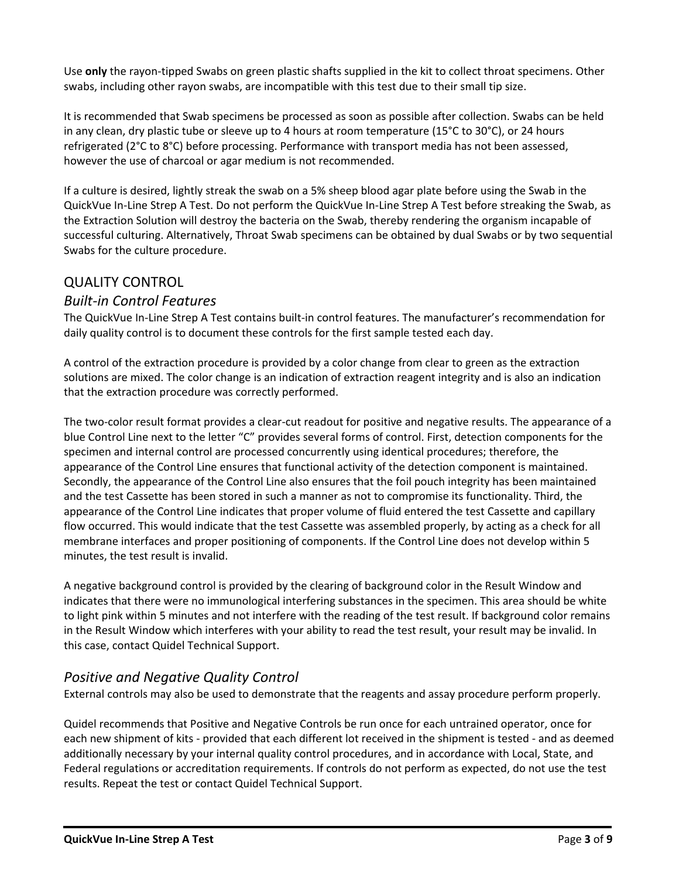Use **only** the rayon-tipped Swabs on green plastic shafts supplied in the kit to collect throat specimens. Other swabs, including other rayon swabs, are incompatible with this test due to their small tip size.

It is recommended that Swab specimens be processed as soon as possible after collection. Swabs can be held in any clean, dry plastic tube or sleeve up to 4 hours at room temperature (15°C to 30°C), or 24 hours refrigerated (2°C to 8°C) before processing. Performance with transport media has not been assessed, however the use of charcoal or agar medium is not recommended.

If a culture is desired, lightly streak the swab on a 5% sheep blood agar plate before using the Swab in the QuickVue In-Line Strep A Test. Do not perform the QuickVue In-Line Strep A Test before streaking the Swab, as the Extraction Solution will destroy the bacteria on the Swab, thereby rendering the organism incapable of successful culturing. Alternatively, Throat Swab specimens can be obtained by dual Swabs or by two sequential Swabs for the culture procedure.

## QUALITY CONTROL

### *Built-in Control Features*

The QuickVue In-Line Strep A Test contains built-in control features. The manufacturer's recommendation for daily quality control is to document these controls for the first sample tested each day.

A control of the extraction procedure is provided by a color change from clear to green as the extraction solutions are mixed. The color change is an indication of extraction reagent integrity and is also an indication that the extraction procedure was correctly performed.

The two-color result format provides a clear-cut readout for positive and negative results. The appearance of a blue Control Line next to the letter "C" provides several forms of control. First, detection components for the specimen and internal control are processed concurrently using identical procedures; therefore, the appearance of the Control Line ensures that functional activity of the detection component is maintained. Secondly, the appearance of the Control Line also ensures that the foil pouch integrity has been maintained and the test Cassette has been stored in such a manner as not to compromise its functionality. Third, the appearance of the Control Line indicates that proper volume of fluid entered the test Cassette and capillary flow occurred. This would indicate that the test Cassette was assembled properly, by acting as a check for all membrane interfaces and proper positioning of components. If the Control Line does not develop within 5 minutes, the test result is invalid.

A negative background control is provided by the clearing of background color in the Result Window and indicates that there were no immunological interfering substances in the specimen. This area should be white to light pink within 5 minutes and not interfere with the reading of the test result. If background color remains in the Result Window which interferes with your ability to read the test result, your result may be invalid. In this case, contact Quidel Technical Support.

### *Positive and Negative Quality Control*

External controls may also be used to demonstrate that the reagents and assay procedure perform properly.

Quidel recommends that Positive and Negative Controls be run once for each untrained operator, once for each new shipment of kits - provided that each different lot received in the shipment is tested - and as deemed additionally necessary by your internal quality control procedures, and in accordance with Local, State, and Federal regulations or accreditation requirements. If controls do not perform as expected, do not use the test results. Repeat the test or contact Quidel Technical Support.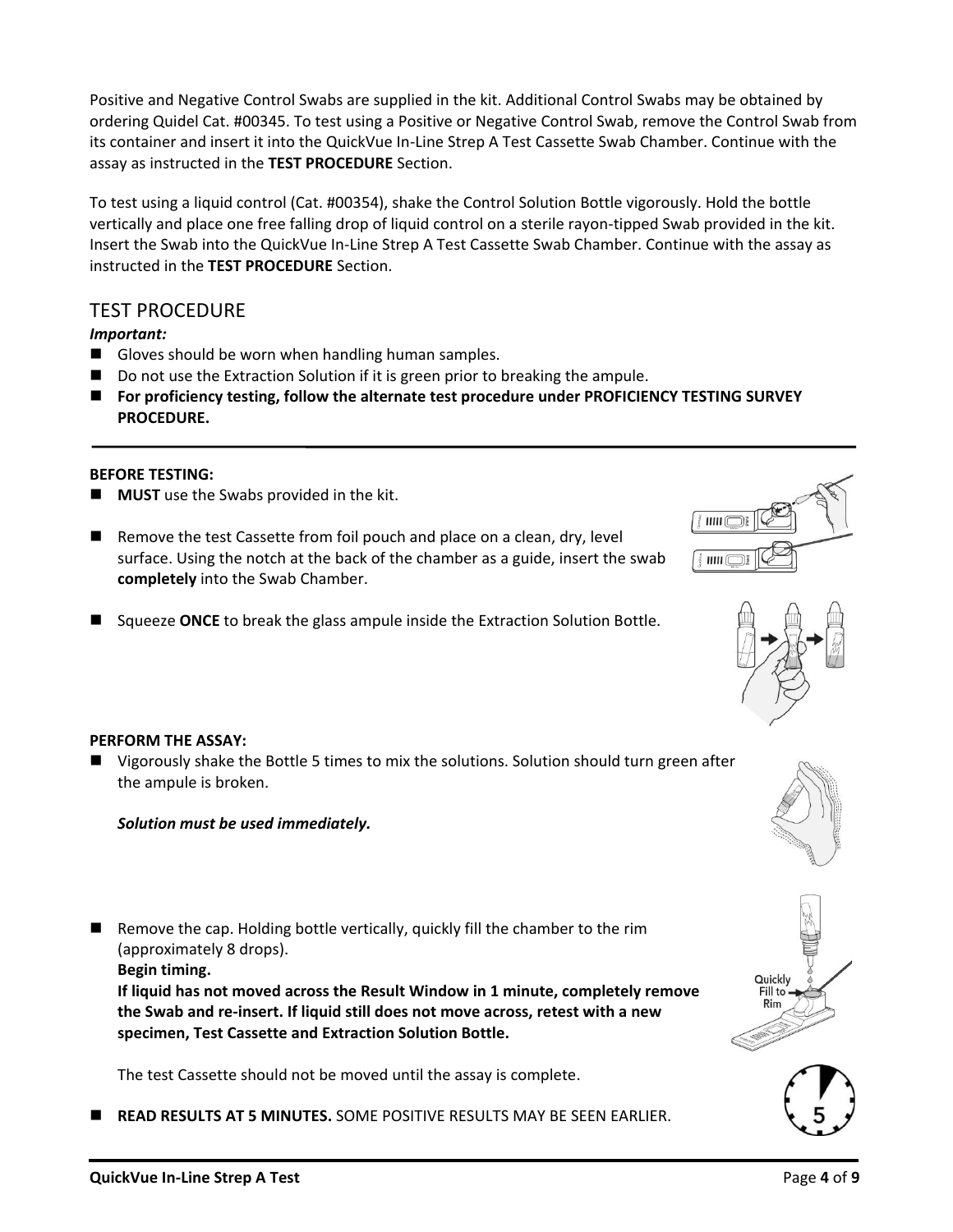Positive and Negative Control Swabs are supplied in the kit. Additional Control Swabs may be obtained by ordering Quidel Cat. #00345. To test using a Positive or Negative Control Swab, remove the Control Swab from its container and insert it into the QuickVue In-Line Strep A Test Cassette Swab Chamber. Continue with the assay as instructed in the **TEST PROCEDURE** Section.

To test using a liquid control (Cat. #00354), shake the Control Solution Bottle vigorously. Hold the bottle vertically and place one free falling drop of liquid control on a sterile rayon-tipped Swab provided in the kit. Insert the Swab into the QuickVue In-Line Strep A Test Cassette Swab Chamber. Continue with the assay as instructed in the **TEST PROCEDURE** Section.

## TEST PROCEDURE

***Important:***

- Gloves should be worn when handling human samples.
- Do not use the Extraction Solution if it is green prior to breaking the ampule.
- **For proficiency testing, follow the alternate test procedure under PROFICIENCY TESTING SURVEY PROCEDURE.**

**BEFORE TESTING:**

- **MUST** use the Swabs provided in the kit.
- Remove the test Cassette from foil pouch and place on a clean, dry, level surface. Using the notch at the back of the chamber as a guide, insert the swab **completely** into the Swab Chamber.
- Squeeze **ONCE** to break the glass ampule inside the Extraction Solution Bottle.

**PERFORM THE ASSAY:**

- Vigorously shake the Bottle 5 times to mix the solutions. Solution should turn green after the ampule is broken.

  ***Solution must be used immediately.***

- Remove the cap. Holding bottle vertically, quickly fill the chamber to the rim (approximately 8 drops).
  **Begin timing.**
  **If liquid has not moved across the Result Window in 1 minute, completely remove the Swab and re-insert. If liquid still does not move across, retest with a new specimen, Test Cassette and Extraction Solution Bottle.**

  The test Cassette should not be moved until the assay is complete.

- **READ RESULTS AT 5 MINUTES.** SOME POSITIVE RESULTS MAY BE SEEN EARLIER.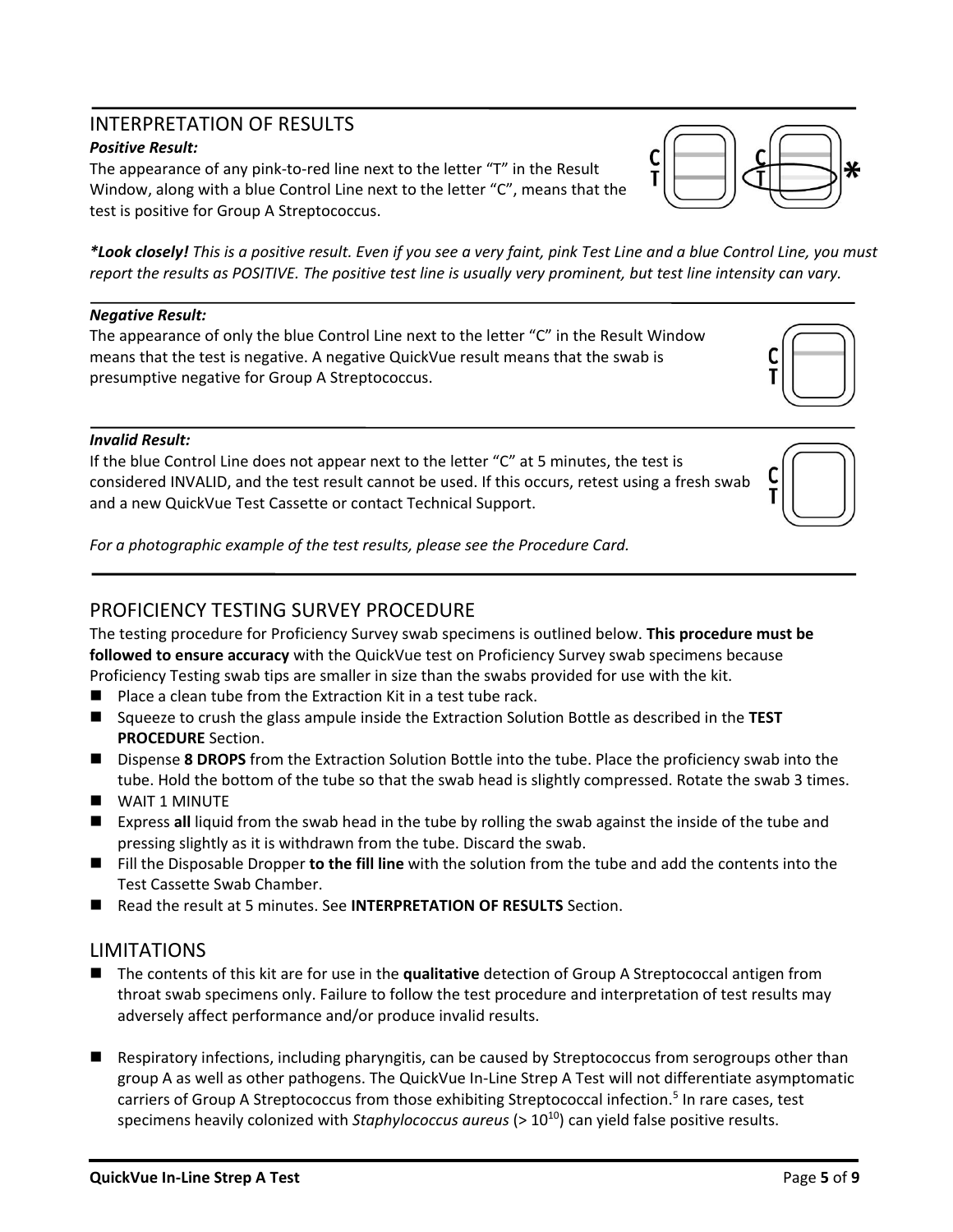## INTERPRETATION OF RESULTS

***Positive Result:***

The appearance of any pink-to-red line next to the letter "T" in the Result Window, along with a blue Control Line next to the letter "C", means that the test is positive for Group A Streptococcus.

***Look closely!** This is a positive result. Even if you see a very faint, pink Test Line and a blue Control Line, you must report the results as POSITIVE. The positive test line is usually very prominent, but test line intensity can vary.*

***Negative Result:***

The appearance of only the blue Control Line next to the letter "C" in the Result Window means that the test is negative. A negative QuickVue result means that the swab is presumptive negative for Group A Streptococcus.

***Invalid Result:***

If the blue Control Line does not appear next to the letter "C" at 5 minutes, the test is considered INVALID, and the test result cannot be used. If this occurs, retest using a fresh swab and a new QuickVue Test Cassette or contact Technical Support.

*For a photographic example of the test results, please see the Procedure Card.*

## PROFICIENCY TESTING SURVEY PROCEDURE

The testing procedure for Proficiency Survey swab specimens is outlined below. **This procedure must be followed to ensure accuracy** with the QuickVue test on Proficiency Survey swab specimens because Proficiency Testing swab tips are smaller in size than the swabs provided for use with the kit.

- Place a clean tube from the Extraction Kit in a test tube rack.
- Squeeze to crush the glass ampule inside the Extraction Solution Bottle as described in the **TEST PROCEDURE** Section.
- Dispense **8 DROPS** from the Extraction Solution Bottle into the tube. Place the proficiency swab into the tube. Hold the bottom of the tube so that the swab head is slightly compressed. Rotate the swab 3 times.
- WAIT 1 MINUTE
- Express **all** liquid from the swab head in the tube by rolling the swab against the inside of the tube and pressing slightly as it is withdrawn from the tube. Discard the swab.
- Fill the Disposable Dropper **to the fill line** with the solution from the tube and add the contents into the Test Cassette Swab Chamber.
- Read the result at 5 minutes. See **INTERPRETATION OF RESULTS** Section.

## LIMITATIONS

- The contents of this kit are for use in the **qualitative** detection of Group A Streptococcal antigen from throat swab specimens only. Failure to follow the test procedure and interpretation of test results may adversely affect performance and/or produce invalid results.

- Respiratory infections, including pharyngitis, can be caused by Streptococcus from serogroups other than group A as well as other pathogens. The QuickVue In-Line Strep A Test will not differentiate asymptomatic carriers of Group A Streptococcus from those exhibiting Streptococcal infection.[5] In rare cases, test specimens heavily colonized with *Staphylococcus aureus* (> $10^{10}$) can yield false positive results.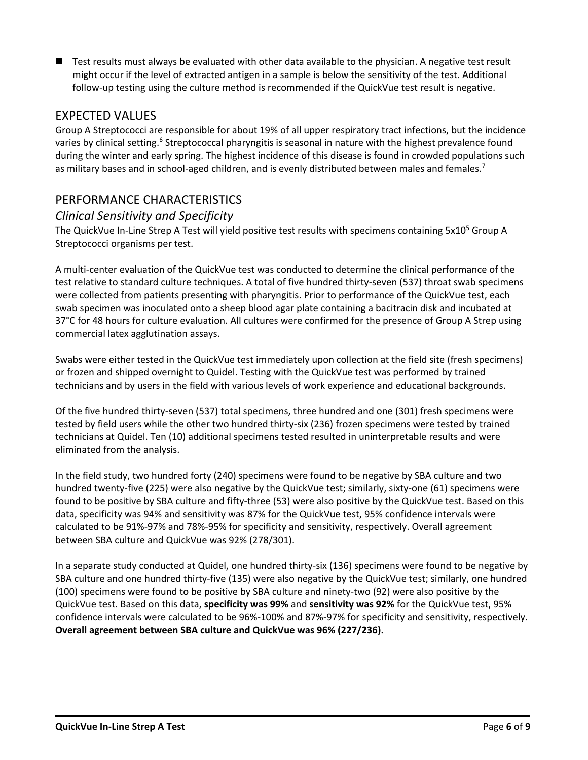- Test results must always be evaluated with other data available to the physician. A negative test result might occur if the level of extracted antigen in a sample is below the sensitivity of the test. Additional follow-up testing using the culture method is recommended if the QuickVue test result is negative.

## EXPECTED VALUES

Group A Streptococci are responsible for about 19% of all upper respiratory tract infections, but the incidence varies by clinical setting.[6] Streptococcal pharyngitis is seasonal in nature with the highest prevalence found during the winter and early spring. The highest incidence of this disease is found in crowded populations such as military bases and in school-aged children, and is evenly distributed between males and females.[7]

## PERFORMANCE CHARACTERISTICS

### *Clinical Sensitivity and Specificity*

The QuickVue In-Line Strep A Test will yield positive test results with specimens containing $5x10^5$ Group A Streptococci organisms per test.

A multi-center evaluation of the QuickVue test was conducted to determine the clinical performance of the test relative to standard culture techniques. A total of five hundred thirty-seven (537) throat swab specimens were collected from patients presenting with pharyngitis. Prior to performance of the QuickVue test, each swab specimen was inoculated onto a sheep blood agar plate containing a bacitracin disk and incubated at 37°C for 48 hours for culture evaluation. All cultures were confirmed for the presence of Group A Strep using commercial latex agglutination assays.

Swabs were either tested in the QuickVue test immediately upon collection at the field site (fresh specimens) or frozen and shipped overnight to Quidel. Testing with the QuickVue test was performed by trained technicians and by users in the field with various levels of work experience and educational backgrounds.

Of the five hundred thirty-seven (537) total specimens, three hundred and one (301) fresh specimens were tested by field users while the other two hundred thirty-six (236) frozen specimens were tested by trained technicians at Quidel. Ten (10) additional specimens tested resulted in uninterpretable results and were eliminated from the analysis.

In the field study, two hundred forty (240) specimens were found to be negative by SBA culture and two hundred twenty-five (225) were also negative by the QuickVue test; similarly, sixty-one (61) specimens were found to be positive by SBA culture and fifty-three (53) were also positive by the QuickVue test. Based on this data, specificity was 94% and sensitivity was 87% for the QuickVue test, 95% confidence intervals were calculated to be 91%-97% and 78%-95% for specificity and sensitivity, respectively. Overall agreement between SBA culture and QuickVue was 92% (278/301).

In a separate study conducted at Quidel, one hundred thirty-six (136) specimens were found to be negative by SBA culture and one hundred thirty-five (135) were also negative by the QuickVue test; similarly, one hundred (100) specimens were found to be positive by SBA culture and ninety-two (92) were also positive by the QuickVue test. Based on this data, **specificity was 99%** and **sensitivity was 92%** for the QuickVue test, 95% confidence intervals were calculated to be 96%-100% and 87%-97% for specificity and sensitivity, respectively. **Overall agreement between SBA culture and QuickVue was 96% (227/236).**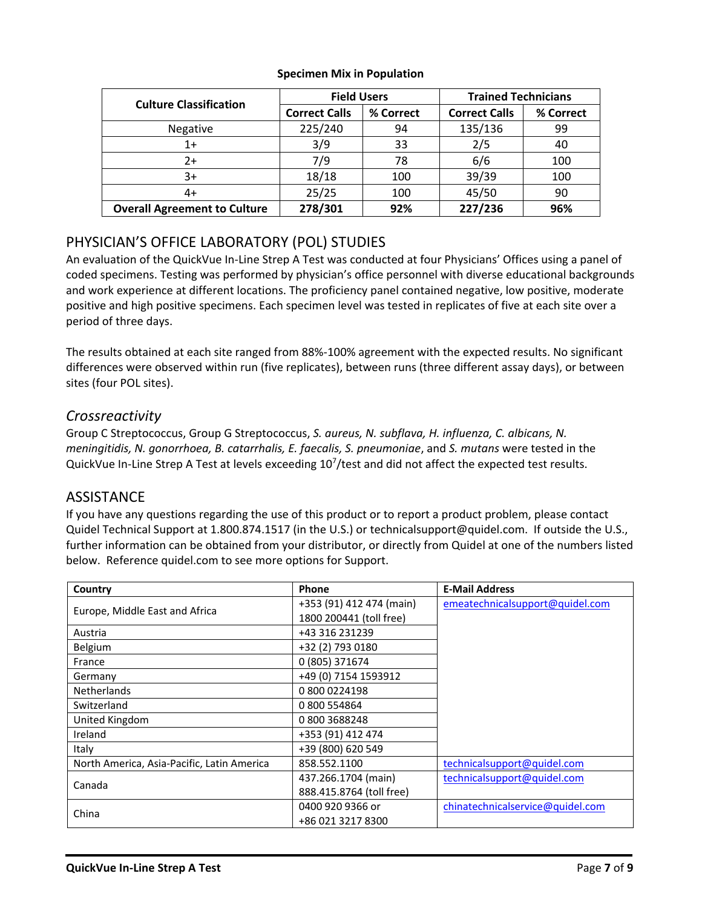**Specimen Mix in Population**

| Culture Classification | Field Users | | Trained Technicians | |
|---|---|---|---|---|
| | Correct Calls | % Correct | Correct Calls | % Correct |
| Negative | 225/240 | 94 | 135/136 | 99 |
| 1+ | 3/9 | 33 | 2/5 | 40 |
| 2+ | 7/9 | 78 | 6/6 | 100 |
| 3+ | 18/18 | 100 | 39/39 | 100 |
| 4+ | 25/25 | 100 | 45/50 | 90 |
| **Overall Agreement to Culture** | **278/301** | **92%** | **227/236** | **96%** |

## PHYSICIAN'S OFFICE LABORATORY (POL) STUDIES

An evaluation of the QuickVue In-Line Strep A Test was conducted at four Physicians' Offices using a panel of coded specimens. Testing was performed by physician's office personnel with diverse educational backgrounds and work experience at different locations. The proficiency panel contained negative, low positive, moderate positive and high positive specimens. Each specimen level was tested in replicates of five at each site over a period of three days.

The results obtained at each site ranged from 88%-100% agreement with the expected results. No significant differences were observed within run (five replicates), between runs (three different assay days), or between sites (four POL sites).

### *Crossreactivity*

Group C Streptococcus, Group G Streptococcus, *S. aureus, N. subflava, H. influenza, C. albicans, N. meningitidis, N. gonorrhoea, B. catarrhalis, E. faecalis, S. pneumoniae*, and *S. mutans* were tested in the QuickVue In-Line Strep A Test at levels exceeding $10^7$/test and did not affect the expected test results.

## ASSISTANCE

If you have any questions regarding the use of this product or to report a product problem, please contact Quidel Technical Support at 1.800.874.1517 (in the U.S.) or technicalsupport@quidel.com. If outside the U.S., further information can be obtained from your distributor, or directly from Quidel at one of the numbers listed below. Reference quidel.com to see more options for Support.

| Country | Phone | E-Mail Address |
|---|---|---|
| Europe, Middle East and Africa | +353 (91) 412 474 (main)<br>1800 200441 (toll free) | emeatechnicalsupport@quidel.com |
| Austria | +43 316 231239 | |
| Belgium | +32 (2) 793 0180 | |
| France | 0 (805) 371674 | |
| Germany | +49 (0) 7154 1593912 | |
| Netherlands | 0 800 0224198 | |
| Switzerland | 0 800 554864 | |
| United Kingdom | 0 800 3688248 | |
| Ireland | +353 (91) 412 474 | |
| Italy | +39 (800) 620 549 | |
| North America, Asia-Pacific, Latin America | 858.552.1100 | technicalsupport@quidel.com |
| Canada | 437.266.1704 (main)<br>888.415.8764 (toll free) | technicalsupport@quidel.com |
| China | 0400 920 9366 or<br>+86 021 3217 8300 | chinatechnicalservice@quidel.com |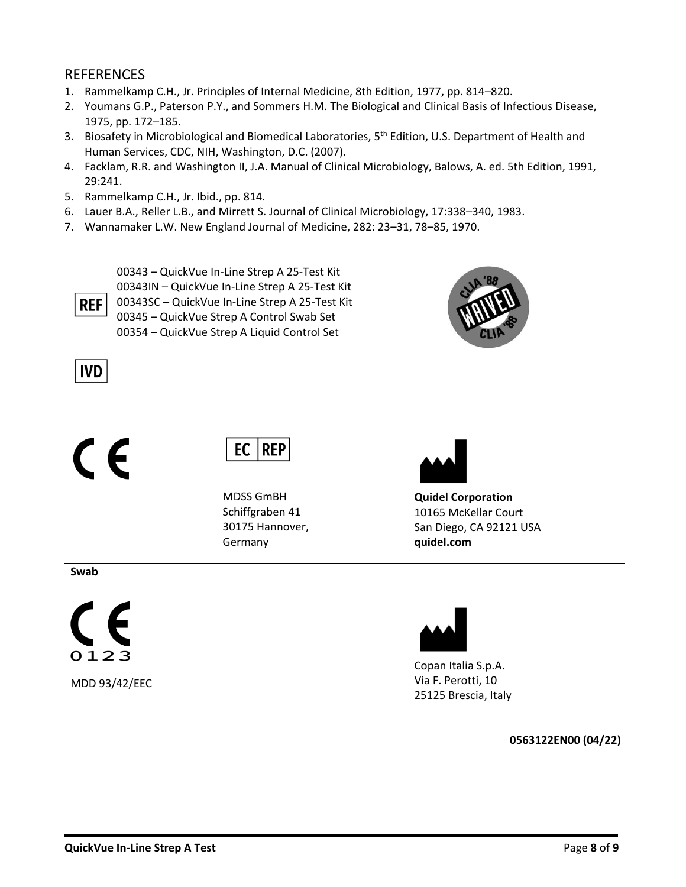## REFERENCES

1. Rammelkamp C.H., Jr. Principles of Internal Medicine, 8th Edition, 1977, pp. 814–820.
2. Youmans G.P., Paterson P.Y., and Sommers H.M. The Biological and Clinical Basis of Infectious Disease, 1975, pp. 172–185.
3. Biosafety in Microbiological and Biomedical Laboratories, 5th Edition, U.S. Department of Health and Human Services, CDC, NIH, Washington, D.C. (2007).
4. Facklam, R.R. and Washington II, J.A. Manual of Clinical Microbiology, Balows, A. ed. 5th Edition, 1991, 29:241.
5. Rammelkamp C.H., Jr. Ibid., pp. 814.
6. Lauer B.A., Reller L.B., and Mirrett S. Journal of Clinical Microbiology, 17:338–340, 1983.
7. Wannamaker L.W. New England Journal of Medicine, 282: 23–31, 78–85, 1970.

REF

00343 – QuickVue In-Line Strep A 25-Test Kit
00343IN – QuickVue In-Line Strep A 25-Test Kit
00343SC – QuickVue In-Line Strep A 25-Test Kit
00345 – QuickVue Strep A Control Swab Set
00354 – QuickVue Strep A Liquid Control Set

CLIA '88 WAIVED CLIA '88

IVD

CE

EC REP

MDSS GmBH
Schiffgraben 41
30175 Hannover,
Germany

**Quidel Corporation**
10165 McKellar Court
San Diego, CA 92121 USA
**quidel.com**

**Swab**

CE 0123

MDD 93/42/EEC

Copan Italia S.p.A.
Via F. Perotti, 10
25125 Brescia, Italy

**0563122EN00 (04/22)**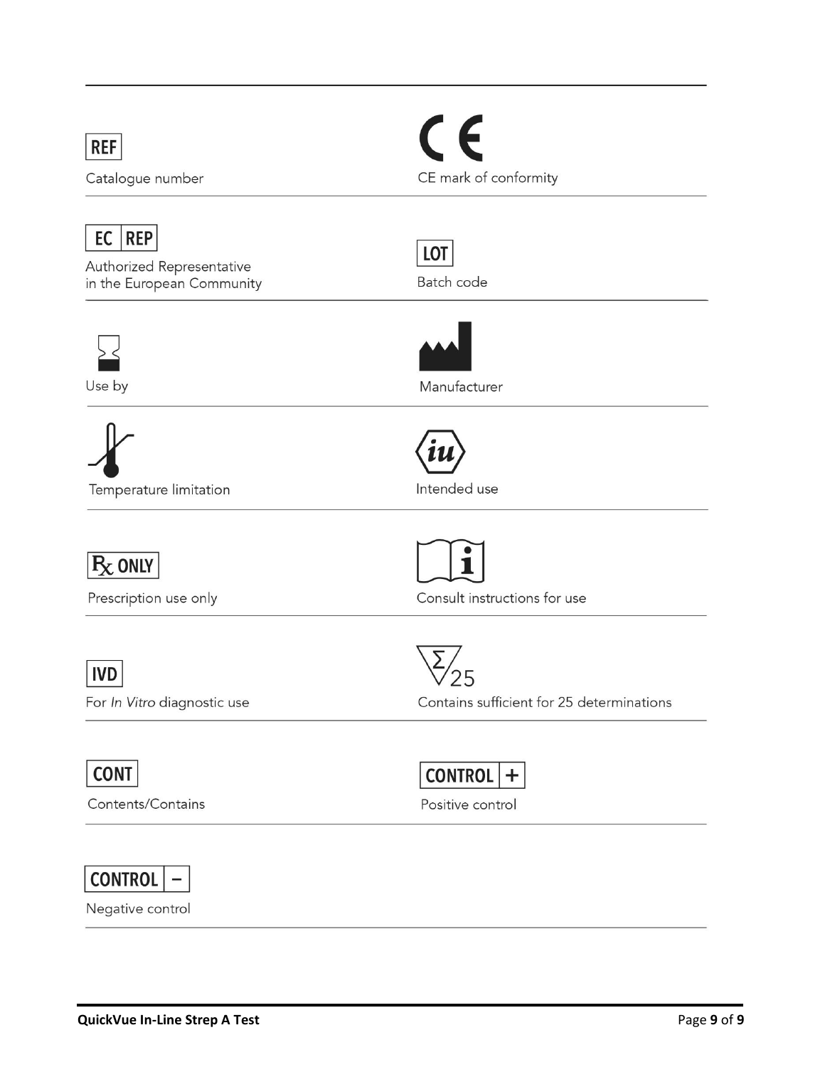REF

Catalogue number

CE

CE mark of conformity

EC REP

Authorized Representative in the European Community

LOT

Batch code

Use by

Manufacturer

Temperature limitation

Intended use

Rx ONLY

Prescription use only

Consult instructions for use

IVD

For *In Vitro* diagnostic use

Σ 25

Contains sufficient for 25 determinations

CONT

Contents/Contains

CONTROL +

Positive control

CONTROL –

Negative control